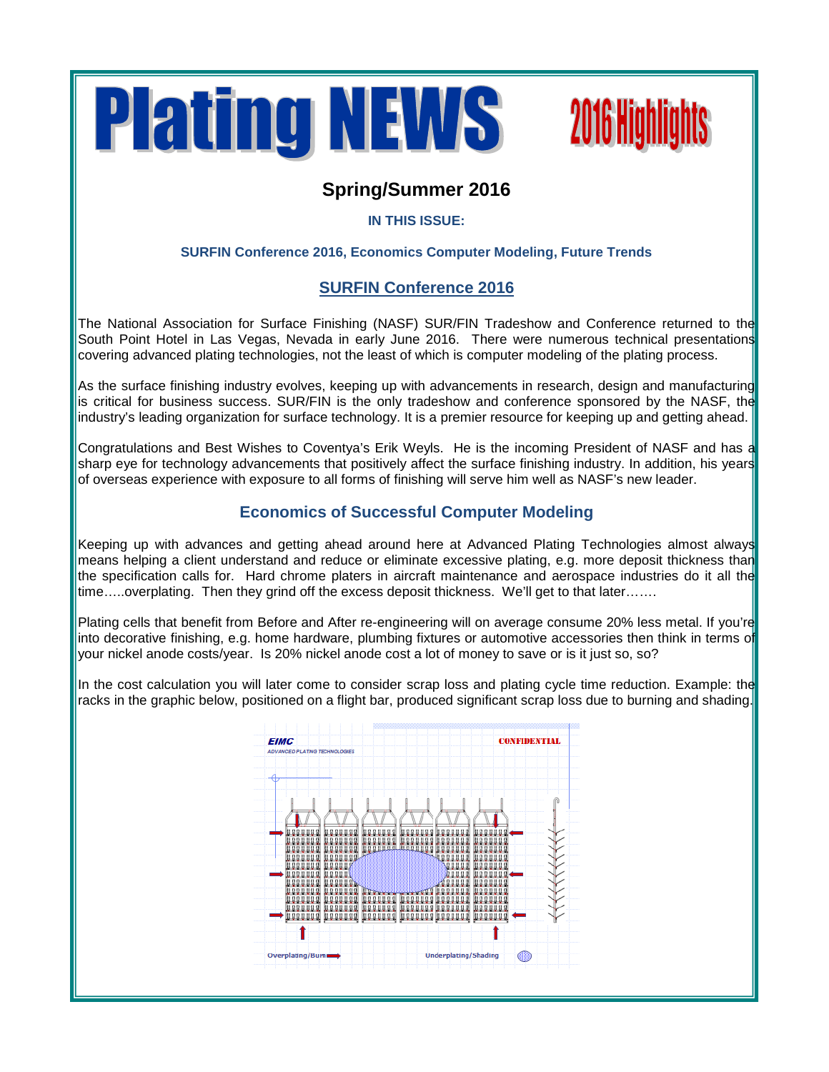# Plating NEWS

## 2016 Highlights

## Spring/Summer 2016

**IN THIS ISSUE:**

**SURFIN Conference 2016, Economics Computer Modeling, Future Trends**

## SURFIN Conference 2016

The National Association for Surface Finishing (NASF) SUR/FIN Tradeshow and Conference returned to the South Point Hotel in Las Vegas, Nevada in early June 2016. There were numerous technical presentations covering advanced plating technologies, not the least of which is computer modeling of the plating process.

As the surface finishing industry evolves, keeping up with advancements in research, design and manufacturing is critical for business success. SUR/FIN is the only tradeshow and conference sponsored by the NASF, the industry's leading organization for surface technology. It is a premier resource for keeping up and getting ahead.

Congratulations and Best Wishes to Coventya's Erik Weyls. He is the incoming President of NASF and has a sharp eye for technology advancements that positively affect the surface finishing industry. In addition, his years of overseas experience with exposure to all forms of finishing will serve him well as NASF's new leader.

## Economics of Successful Computer Modeling

Keeping up with advances and getting ahead around here at Advanced Plating Technologies almost always means helping a client understand and reduce or eliminate excessive plating, e.g. more deposit thickness than the specification calls for. Hard chrome platers in aircraft maintenance and aerospace industries do it all the time…..overplating. Then they grind off the excess deposit thickness. We'll get to that later…….

Plating cells that benefit from Before and After re-engineering will on average consume 20% less metal. If you're into decorative finishing, e.g. home hardware, plumbing fixtures or automotive accessories then think in terms of your nickel anode costs/year. Is 20% nickel anode cost a lot of money to save or is it just so, so?

In the cost calculation you will later come to consider scrap loss and plating cycle time reduction. Example: the racks in the graphic below, positioned on a flight bar, produced significant scrap loss due to burning and shading.

EIMC ADVANCED PLATING TECHNOLOGIES — CONFIDENTIAL

Overplating/Burn — Underplating/Shading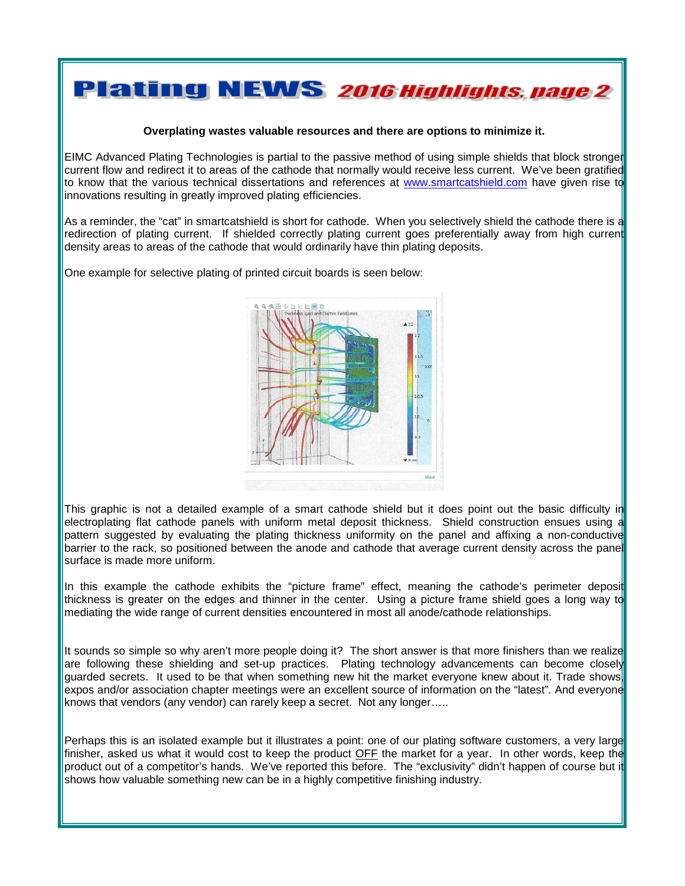# Plating NEWS *2016 Highlights, page 2*

**Overplating wastes valuable resources and there are options to minimize it.**

EIMC Advanced Plating Technologies is partial to the passive method of using simple shields that block stronger current flow and redirect it to areas of the cathode that normally would receive less current. We've been gratified to know that the various technical dissertations and references at www.smartcatshield.com have given rise to innovations resulting in greatly improved plating efficiencies.

As a reminder, the "cat" in smartcatshield is short for cathode. When you selectively shield the cathode there is a redirection of plating current. If shielded correctly plating current goes preferentially away from high current density areas to areas of the cathode that would ordinarily have thin plating deposits.

One example for selective plating of printed circuit boards is seen below:

This graphic is not a detailed example of a smart cathode shield but it does point out the basic difficulty in electroplating flat cathode panels with uniform metal deposit thickness. Shield construction ensues using a pattern suggested by evaluating the plating thickness uniformity on the panel and affixing a non-conductive barrier to the rack, so positioned between the anode and cathode that average current density across the panel surface is made more uniform.

In this example the cathode exhibits the "picture frame" effect, meaning the cathode's perimeter deposit thickness is greater on the edges and thinner in the center. Using a picture frame shield goes a long way to mediating the wide range of current densities encountered in most all anode/cathode relationships.

It sounds so simple so why aren't more people doing it? The short answer is that more finishers than we realize are following these shielding and set-up practices. Plating technology advancements can become closely guarded secrets. It used to be that when something new hit the market everyone knew about it. Trade shows, expos and/or association chapter meetings were an excellent source of information on the "latest". And everyone knows that vendors (any vendor) can rarely keep a secret. Not any longer…..

Perhaps this is an isolated example but it illustrates a point: one of our plating software customers, a very large finisher, asked us what it would cost to keep the product OFF the market for a year. In other words, keep the product out of a competitor's hands. We've reported this before. The "exclusivity" didn't happen of course but it shows how valuable something new can be in a highly competitive finishing industry.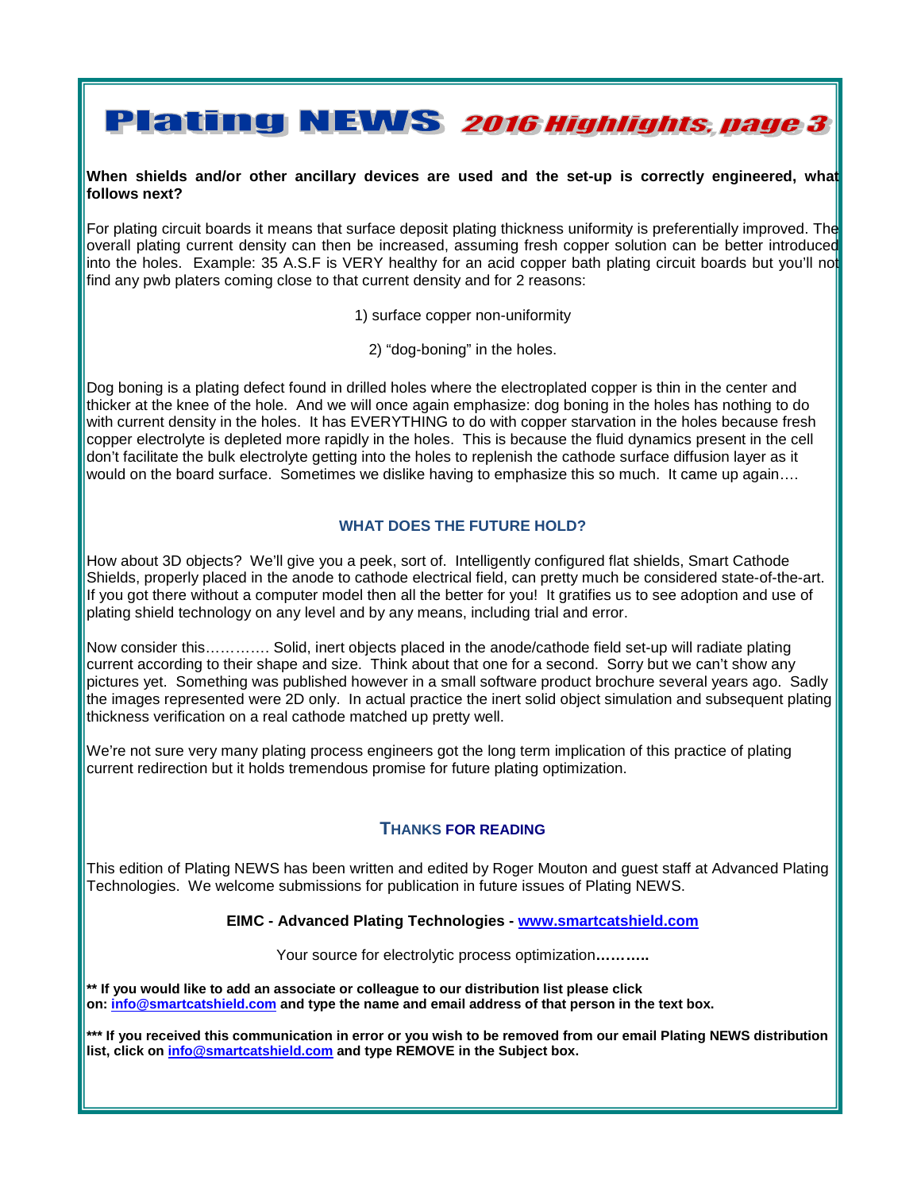# Plating NEWS *2016 Highlights, page 3*

**When shields and/or other ancillary devices are used and the set-up is correctly engineered, what follows next?**

For plating circuit boards it means that surface deposit plating thickness uniformity is preferentially improved. The overall plating current density can then be increased, assuming fresh copper solution can be better introduced into the holes. Example: 35 A.S.F is VERY healthy for an acid copper bath plating circuit boards but you'll not find any pwb platers coming close to that current density and for 2 reasons:

1) surface copper non-uniformity

2) "dog-boning" in the holes.

Dog boning is a plating defect found in drilled holes where the electroplated copper is thin in the center and thicker at the knee of the hole. And we will once again emphasize: dog boning in the holes has nothing to do with current density in the holes. It has EVERYTHING to do with copper starvation in the holes because fresh copper electrolyte is depleted more rapidly in the holes. This is because the fluid dynamics present in the cell don't facilitate the bulk electrolyte getting into the holes to replenish the cathode surface diffusion layer as it would on the board surface. Sometimes we dislike having to emphasize this so much. It came up again….

## WHAT DOES THE FUTURE HOLD?

How about 3D objects? We'll give you a peek, sort of. Intelligently configured flat shields, Smart Cathode Shields, properly placed in the anode to cathode electrical field, can pretty much be considered state-of-the-art. If you got there without a computer model then all the better for you! It gratifies us to see adoption and use of plating shield technology on any level and by any means, including trial and error.

Now consider this…………. Solid, inert objects placed in the anode/cathode field set-up will radiate plating current according to their shape and size. Think about that one for a second. Sorry but we can't show any pictures yet. Something was published however in a small software product brochure several years ago. Sadly the images represented were 2D only. In actual practice the inert solid object simulation and subsequent plating thickness verification on a real cathode matched up pretty well.

We're not sure very many plating process engineers got the long term implication of this practice of plating current redirection but it holds tremendous promise for future plating optimization.

## THANKS FOR READING

This edition of Plating NEWS has been written and edited by Roger Mouton and guest staff at Advanced Plating Technologies. We welcome submissions for publication in future issues of Plating NEWS.

**EIMC - Advanced Plating Technologies - www.smartcatshield.com**

Your source for electrolytic process optimization**………..**

**\*\* If you would like to add an associate or colleague to our distribution list please click on: info@smartcatshield.com and type the name and email address of that person in the text box.**

**\*\*\* If you received this communication in error or you wish to be removed from our email Plating NEWS distribution list, click on info@smartcatshield.com and type REMOVE in the Subject box.**